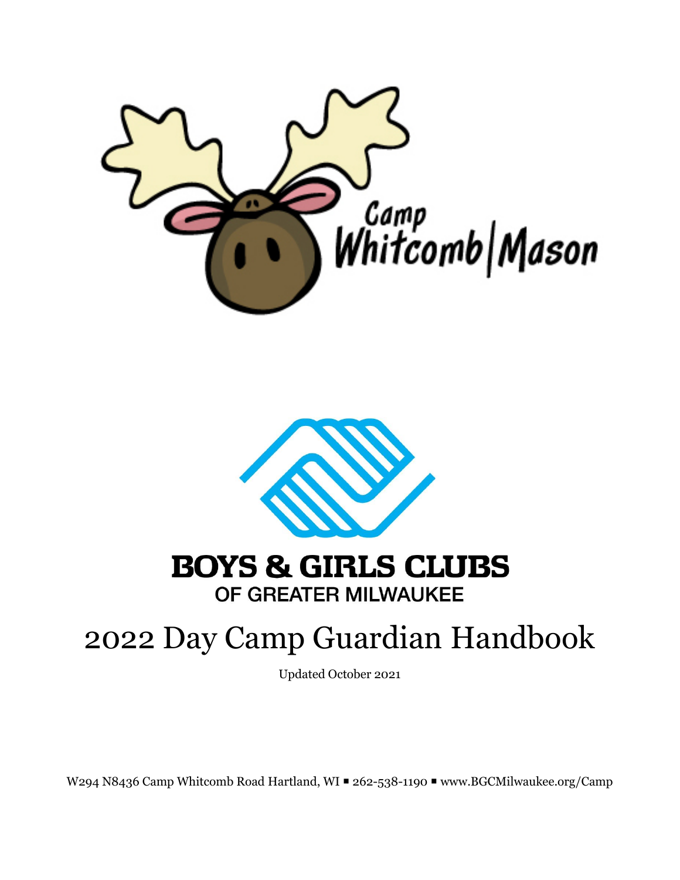Camp Whitcomb | Mason

BOYS & GIRLS CLUBS
OF GREATER MILWAUKEE

# 2022 Day Camp Guardian Handbook

Updated October 2021

W294 N8436 Camp Whitcomb Road Hartland, WI ▪ 262-538-1190 ▪ www.BGCMilwaukee.org/Camp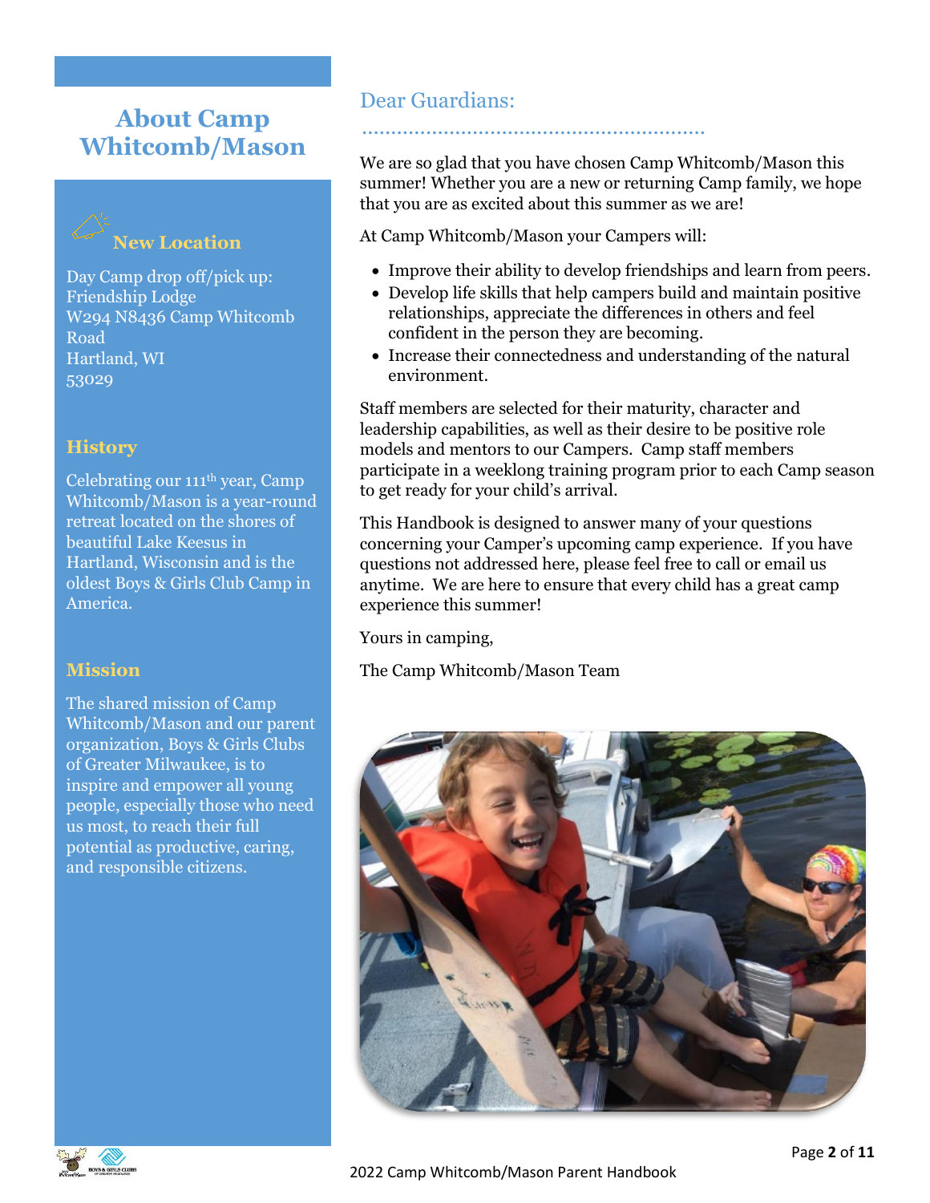# About Camp Whitcomb/Mason

## New Location

Day Camp drop off/pick up:
Friendship Lodge
W294 N8436 Camp Whitcomb Road
Hartland, WI
53029

## History

Celebrating our 111th year, Camp Whitcomb/Mason is a year-round retreat located on the shores of beautiful Lake Keesus in Hartland, Wisconsin and is the oldest Boys & Girls Club Camp in America.

## Mission

The shared mission of Camp Whitcomb/Mason and our parent organization, Boys & Girls Clubs of Greater Milwaukee, is to inspire and empower all young people, especially those who need us most, to reach their full potential as productive, caring, and responsible citizens.

## Dear Guardians:

We are so glad that you have chosen Camp Whitcomb/Mason this summer! Whether you are a new or returning Camp family, we hope that you are as excited about this summer as we are!

At Camp Whitcomb/Mason your Campers will:

- Improve their ability to develop friendships and learn from peers.
- Develop life skills that help campers build and maintain positive relationships, appreciate the differences in others and feel confident in the person they are becoming.
- Increase their connectedness and understanding of the natural environment.

Staff members are selected for their maturity, character and leadership capabilities, as well as their desire to be positive role models and mentors to our Campers. Camp staff members participate in a weeklong training program prior to each Camp season to get ready for your child's arrival.

This Handbook is designed to answer many of your questions concerning your Camper's upcoming camp experience. If you have questions not addressed here, please feel free to call or email us anytime. We are here to ensure that every child has a great camp experience this summer!

Yours in camping,

The Camp Whitcomb/Mason Team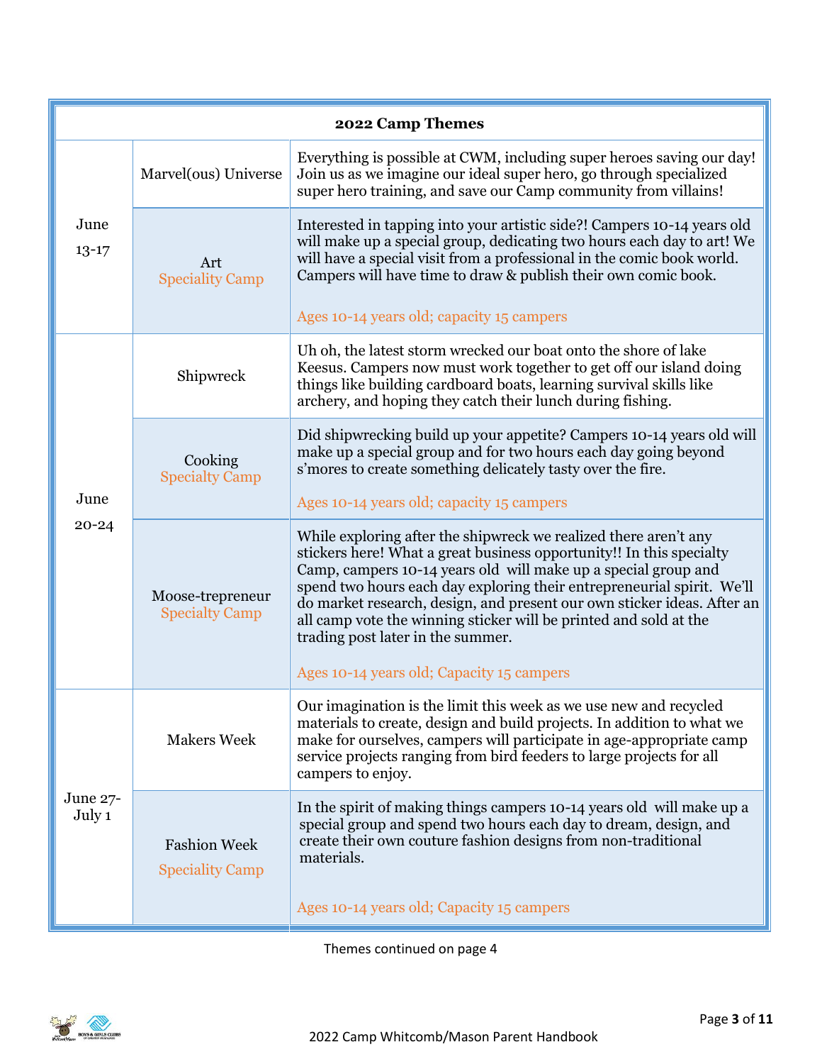| 2022 Camp Themes | | |
|---|---|---|
| June 13-17 | Marvel(ous) Universe | Everything is possible at CWM, including super heroes saving our day! Join us as we imagine our ideal super hero, go through specialized super hero training, and save our Camp community from villains! |
| | Art<br>Speciality Camp | Interested in tapping into your artistic side?! Campers 10-14 years old will make up a special group, dedicating two hours each day to art! We will have a special visit from a professional in the comic book world. Campers will have time to draw & publish their own comic book.<br><br>Ages 10-14 years old; capacity 15 campers |
| June 20-24 | Shipwreck | Uh oh, the latest storm wrecked our boat onto the shore of lake Keesus. Campers now must work together to get off our island doing things like building cardboard boats, learning survival skills like archery, and hoping they catch their lunch during fishing. |
| | Cooking<br>Specialty Camp | Did shipwrecking build up your appetite? Campers 10-14 years old will make up a special group and for two hours each day going beyond s'mores to create something delicately tasty over the fire.<br><br>Ages 10-14 years old; capacity 15 campers |
| | Moose-trepreneur<br>Specialty Camp | While exploring after the shipwreck we realized there aren't any stickers here! What a great business opportunity!! In this specialty Camp, campers 10-14 years old will make up a special group and spend two hours each day exploring their entrepreneurial spirit. We'll do market research, design, and present our own sticker ideas. After an all camp vote the winning sticker will be printed and sold at the trading post later in the summer.<br><br>Ages 10-14 years old; Capacity 15 campers |
| June 27-July 1 | Makers Week | Our imagination is the limit this week as we use new and recycled materials to create, design and build projects. In addition to what we make for ourselves, campers will participate in age-appropriate camp service projects ranging from bird feeders to large projects for all campers to enjoy. |
| | Fashion Week<br>Speciality Camp | In the spirit of making things campers 10-14 years old will make up a special group and spend two hours each day to dream, design, and create their own couture fashion designs from non-traditional materials.<br><br>Ages 10-14 years old; Capacity 15 campers |

Themes continued on page 4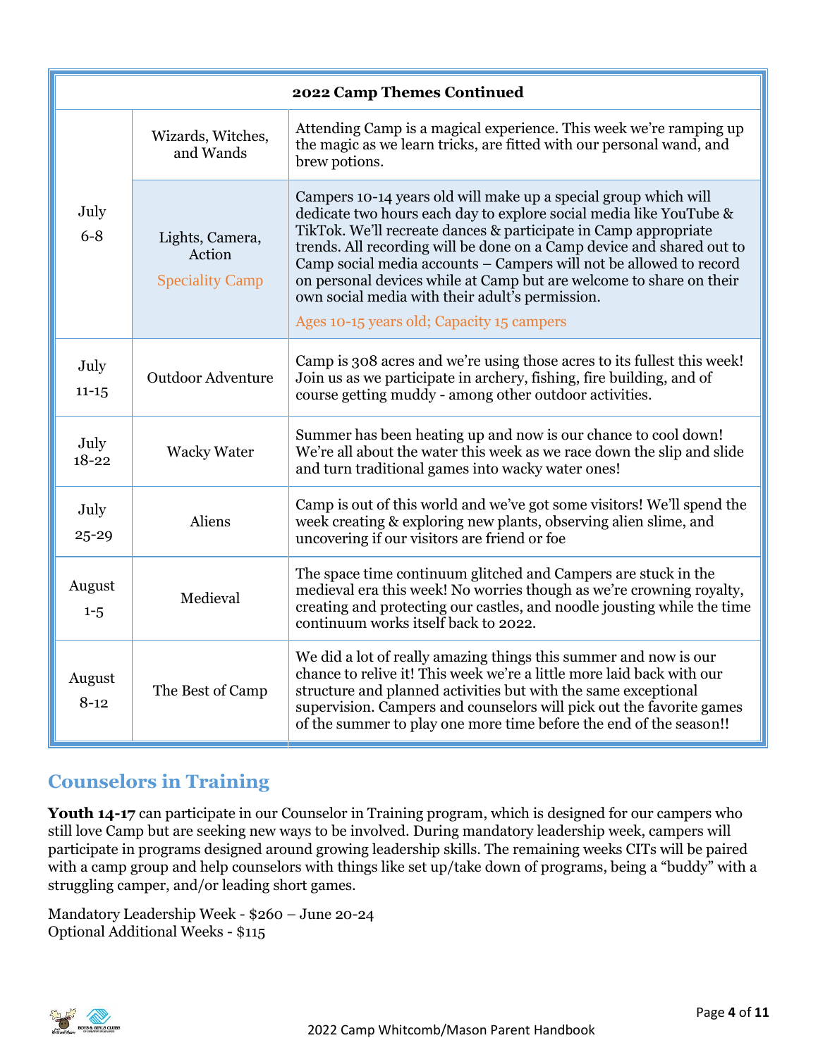| 2022 Camp Themes Continued | | |
|---|---|---|
| July 6-8 | Wizards, Witches, and Wands | Attending Camp is a magical experience. This week we're ramping up the magic as we learn tricks, are fitted with our personal wand, and brew potions. |
| | Lights, Camera, Action<br>Speciality Camp | Campers 10-14 years old will make up a special group which will dedicate two hours each day to explore social media like YouTube & TikTok. We'll recreate dances & participate in Camp appropriate trends. All recording will be done on a Camp device and shared out to Camp social media accounts – Campers will not be allowed to record on personal devices while at Camp but are welcome to share on their own social media with their adult's permission.<br>Ages 10-15 years old; Capacity 15 campers |
| July 11-15 | Outdoor Adventure | Camp is 308 acres and we're using those acres to its fullest this week! Join us as we participate in archery, fishing, fire building, and of course getting muddy - among other outdoor activities. |
| July 18-22 | Wacky Water | Summer has been heating up and now is our chance to cool down! We're all about the water this week as we race down the slip and slide and turn traditional games into wacky water ones! |
| July 25-29 | Aliens | Camp is out of this world and we've got some visitors! We'll spend the week creating & exploring new plants, observing alien slime, and uncovering if our visitors are friend or foe |
| August 1-5 | Medieval | The space time continuum glitched and Campers are stuck in the medieval era this week! No worries though as we're crowning royalty, creating and protecting our castles, and noodle jousting while the time continuum works itself back to 2022. |
| August 8-12 | The Best of Camp | We did a lot of really amazing things this summer and now is our chance to relive it! This week we're a little more laid back with our structure and planned activities but with the same exceptional supervision. Campers and counselors will pick out the favorite games of the summer to play one more time before the end of the season!! |

## Counselors in Training

**Youth 14-17** can participate in our Counselor in Training program, which is designed for our campers who still love Camp but are seeking new ways to be involved. During mandatory leadership week, campers will participate in programs designed around growing leadership skills. The remaining weeks CITs will be paired with a camp group and help counselors with things like set up/take down of programs, being a "buddy" with a struggling camper, and/or leading short games.

Mandatory Leadership Week - $260 – June 20-24
Optional Additional Weeks - $115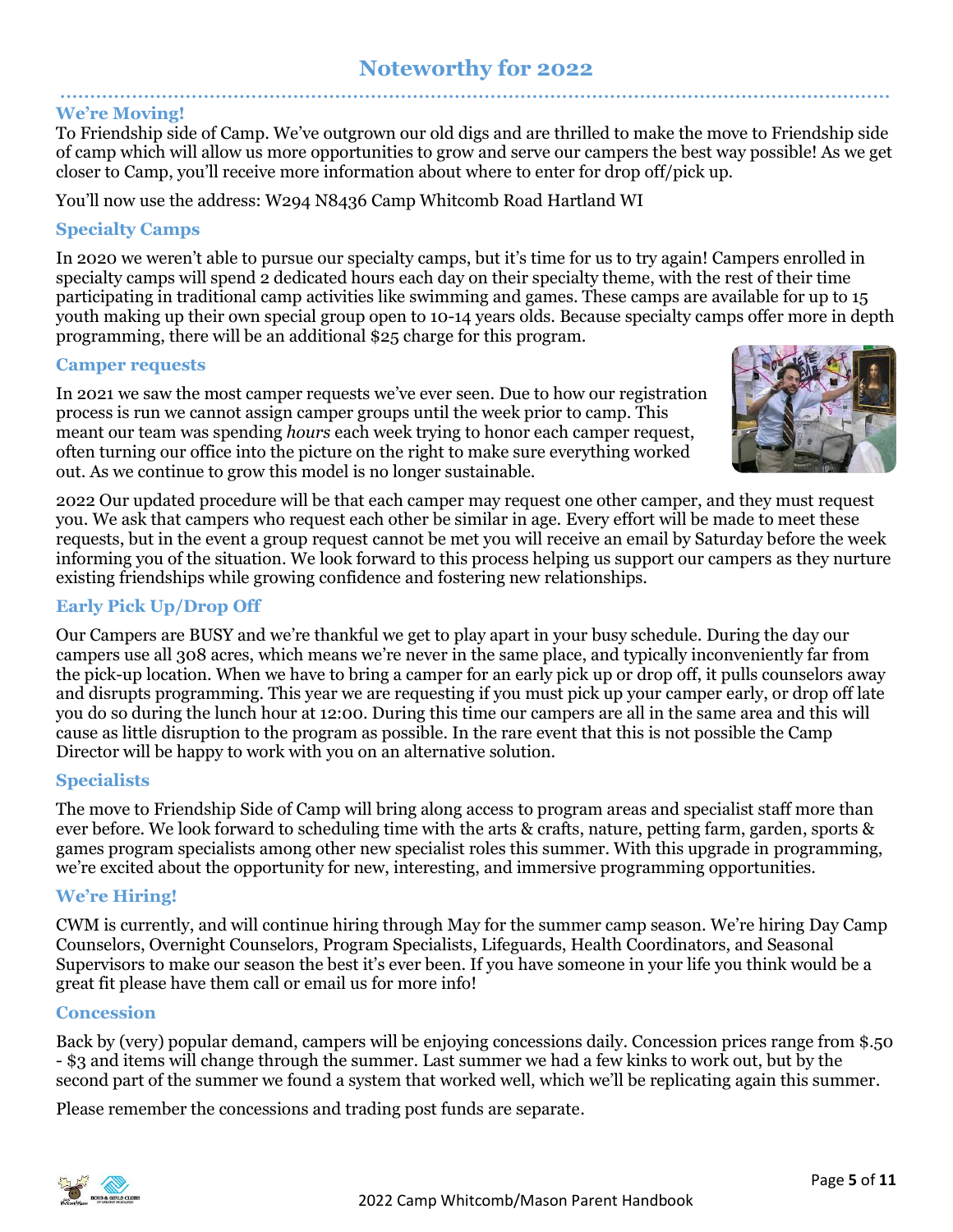# Noteworthy for 2022

## We're Moving!

To Friendship side of Camp. We've outgrown our old digs and are thrilled to make the move to Friendship side of camp which will allow us more opportunities to grow and serve our campers the best way possible! As we get closer to Camp, you'll receive more information about where to enter for drop off/pick up.

You'll now use the address: W294 N8436 Camp Whitcomb Road Hartland WI

## Specialty Camps

In 2020 we weren't able to pursue our specialty camps, but it's time for us to try again! Campers enrolled in specialty camps will spend 2 dedicated hours each day on their specialty theme, with the rest of their time participating in traditional camp activities like swimming and games. These camps are available for up to 15 youth making up their own special group open to 10-14 years olds. Because specialty camps offer more in depth programming, there will be an additional $25 charge for this program.

## Camper requests

In 2021 we saw the most camper requests we've ever seen. Due to how our registration process is run we cannot assign camper groups until the week prior to camp. This meant our team was spending *hours* each week trying to honor each camper request, often turning our office into the picture on the right to make sure everything worked out. As we continue to grow this model is no longer sustainable.

2022 Our updated procedure will be that each camper may request one other camper, and they must request you. We ask that campers who request each other be similar in age. Every effort will be made to meet these requests, but in the event a group request cannot be met you will receive an email by Saturday before the week informing you of the situation. We look forward to this process helping us support our campers as they nurture existing friendships while growing confidence and fostering new relationships.

## Early Pick Up/Drop Off

Our Campers are BUSY and we're thankful we get to play apart in your busy schedule. During the day our campers use all 308 acres, which means we're never in the same place, and typically inconveniently far from the pick-up location. When we have to bring a camper for an early pick up or drop off, it pulls counselors away and disrupts programming. This year we are requesting if you must pick up your camper early, or drop off late you do so during the lunch hour at 12:00. During this time our campers are all in the same area and this will cause as little disruption to the program as possible. In the rare event that this is not possible the Camp Director will be happy to work with you on an alternative solution.

## Specialists

The move to Friendship Side of Camp will bring along access to program areas and specialist staff more than ever before. We look forward to scheduling time with the arts & crafts, nature, petting farm, garden, sports & games program specialists among other new specialist roles this summer. With this upgrade in programming, we're excited about the opportunity for new, interesting, and immersive programming opportunities.

## We're Hiring!

CWM is currently, and will continue hiring through May for the summer camp season. We're hiring Day Camp Counselors, Overnight Counselors, Program Specialists, Lifeguards, Health Coordinators, and Seasonal Supervisors to make our season the best it's ever been. If you have someone in your life you think would be a great fit please have them call or email us for more info!

## Concession

Back by (very) popular demand, campers will be enjoying concessions daily. Concession prices range from $.50 - $3 and items will change through the summer. Last summer we had a few kinks to work out, but by the second part of the summer we found a system that worked well, which we'll be replicating again this summer.

Please remember the concessions and trading post funds are separate.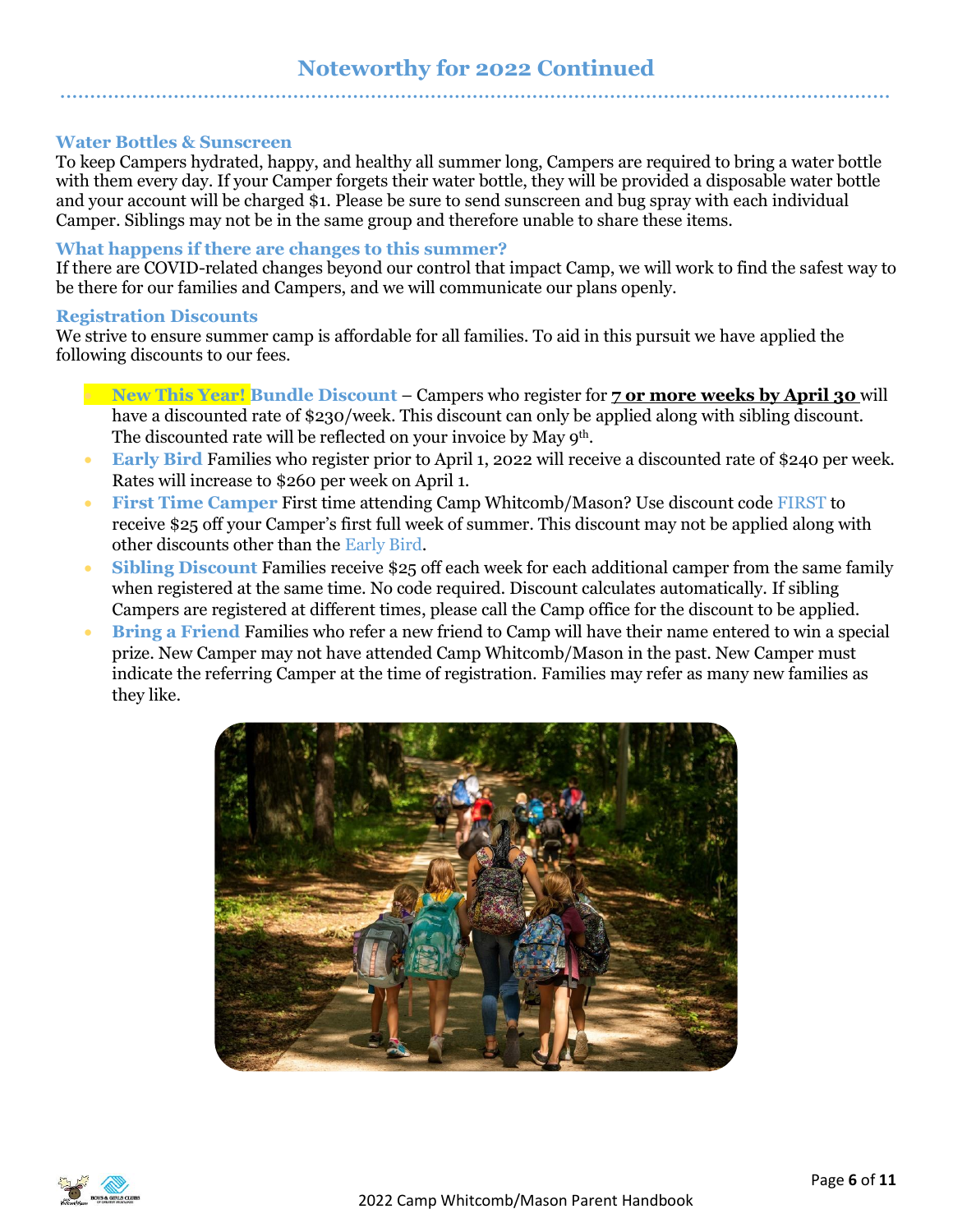# Noteworthy for 2022 Continued

### Water Bottles & Sunscreen

To keep Campers hydrated, happy, and healthy all summer long, Campers are required to bring a water bottle with them every day. If your Camper forgets their water bottle, they will be provided a disposable water bottle and your account will be charged $1. Please be sure to send sunscreen and bug spray with each individual Camper. Siblings may not be in the same group and therefore unable to share these items.

### What happens if there are changes to this summer?

If there are COVID-related changes beyond our control that impact Camp, we will work to find the safest way to be there for our families and Campers, and we will communicate our plans openly.

### Registration Discounts

We strive to ensure summer camp is affordable for all families. To aid in this pursuit we have applied the following discounts to our fees.

- **New This Year! Bundle Discount** – Campers who register for **7 or more weeks by April 30** will have a discounted rate of $230/week. This discount can only be applied along with sibling discount. The discounted rate will be reflected on your invoice by May 9th.
- **Early Bird** Families who register prior to April 1, 2022 will receive a discounted rate of $240 per week. Rates will increase to $260 per week on April 1.
- **First Time Camper** First time attending Camp Whitcomb/Mason? Use discount code FIRST to receive $25 off your Camper's first full week of summer. This discount may not be applied along with other discounts other than the Early Bird.
- **Sibling Discount** Families receive $25 off each week for each additional camper from the same family when registered at the same time. No code required. Discount calculates automatically. If sibling Campers are registered at different times, please call the Camp office for the discount to be applied.
- **Bring a Friend** Families who refer a new friend to Camp will have their name entered to win a special prize. New Camper may not have attended Camp Whitcomb/Mason in the past. New Camper must indicate the referring Camper at the time of registration. Families may refer as many new families as they like.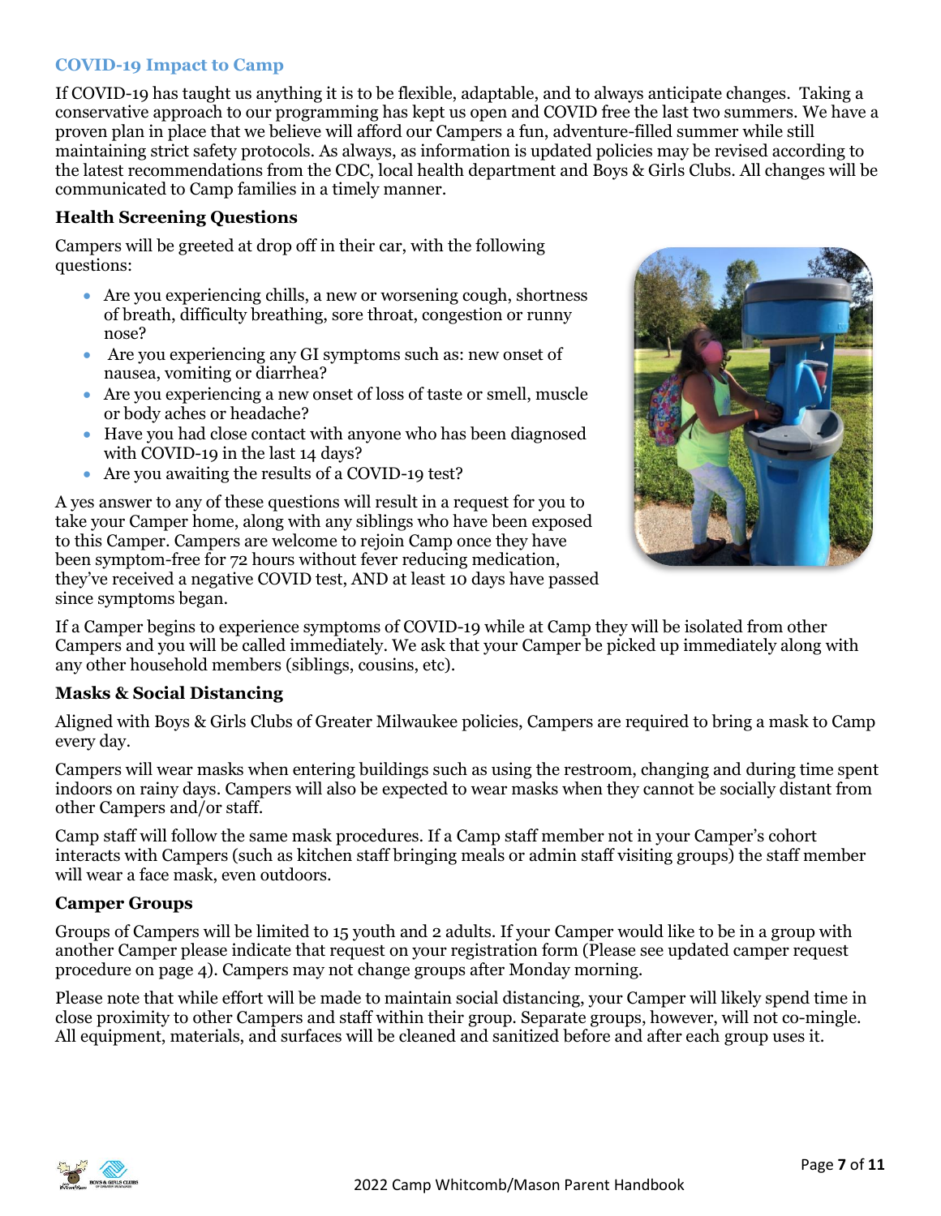## COVID-19 Impact to Camp

If COVID-19 has taught us anything it is to be flexible, adaptable, and to always anticipate changes. Taking a conservative approach to our programming has kept us open and COVID free the last two summers. We have a proven plan in place that we believe will afford our Campers a fun, adventure-filled summer while still maintaining strict safety protocols. As always, as information is updated policies may be revised according to the latest recommendations from the CDC, local health department and Boys & Girls Clubs. All changes will be communicated to Camp families in a timely manner.

### Health Screening Questions

Campers will be greeted at drop off in their car, with the following questions:

- Are you experiencing chills, a new or worsening cough, shortness of breath, difficulty breathing, sore throat, congestion or runny nose?
- Are you experiencing any GI symptoms such as: new onset of nausea, vomiting or diarrhea?
- Are you experiencing a new onset of loss of taste or smell, muscle or body aches or headache?
- Have you had close contact with anyone who has been diagnosed with COVID-19 in the last 14 days?
- Are you awaiting the results of a COVID-19 test?

A yes answer to any of these questions will result in a request for you to take your Camper home, along with any siblings who have been exposed to this Camper. Campers are welcome to rejoin Camp once they have been symptom-free for 72 hours without fever reducing medication, they've received a negative COVID test, AND at least 10 days have passed since symptoms began.

If a Camper begins to experience symptoms of COVID-19 while at Camp they will be isolated from other Campers and you will be called immediately. We ask that your Camper be picked up immediately along with any other household members (siblings, cousins, etc).

### Masks & Social Distancing

Aligned with Boys & Girls Clubs of Greater Milwaukee policies, Campers are required to bring a mask to Camp every day.

Campers will wear masks when entering buildings such as using the restroom, changing and during time spent indoors on rainy days. Campers will also be expected to wear masks when they cannot be socially distant from other Campers and/or staff.

Camp staff will follow the same mask procedures. If a Camp staff member not in your Camper's cohort interacts with Campers (such as kitchen staff bringing meals or admin staff visiting groups) the staff member will wear a face mask, even outdoors.

### Camper Groups

Groups of Campers will be limited to 15 youth and 2 adults. If your Camper would like to be in a group with another Camper please indicate that request on your registration form (Please see updated camper request procedure on page 4). Campers may not change groups after Monday morning.

Please note that while effort will be made to maintain social distancing, your Camper will likely spend time in close proximity to other Campers and staff within their group. Separate groups, however, will not co-mingle. All equipment, materials, and surfaces will be cleaned and sanitized before and after each group uses it.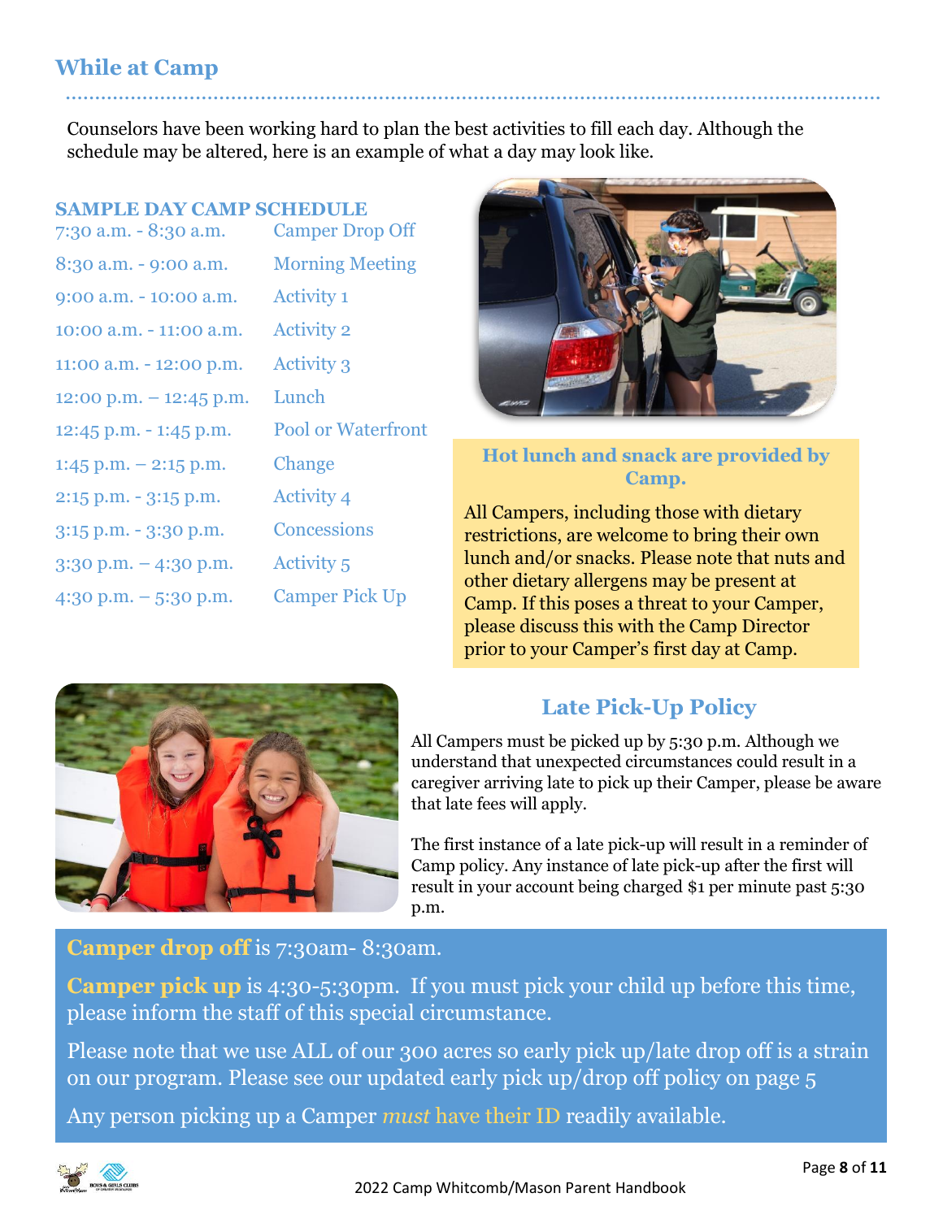## While at Camp

Counselors have been working hard to plan the best activities to fill each day. Although the schedule may be altered, here is an example of what a day may look like.

### SAMPLE DAY CAMP SCHEDULE

| | |
|---|---|
| 7:30 a.m. - 8:30 a.m. | Camper Drop Off |
| 8:30 a.m. - 9:00 a.m. | Morning Meeting |
| 9:00 a.m. - 10:00 a.m. | Activity 1 |
| 10:00 a.m. - 11:00 a.m. | Activity 2 |
| 11:00 a.m. - 12:00 p.m. | Activity 3 |
| 12:00 p.m. – 12:45 p.m. | Lunch |
| 12:45 p.m. - 1:45 p.m. | Pool or Waterfront |
| 1:45 p.m. – 2:15 p.m. | Change |
| 2:15 p.m. - 3:15 p.m. | Activity 4 |
| 3:15 p.m. - 3:30 p.m. | Concessions |
| 3:30 p.m. – 4:30 p.m. | Activity 5 |
| 4:30 p.m. – 5:30 p.m. | Camper Pick Up |

**Hot lunch and snack are provided by Camp.**

All Campers, including those with dietary restrictions, are welcome to bring their own lunch and/or snacks. Please note that nuts and other dietary allergens may be present at Camp. If this poses a threat to your Camper, please discuss this with the Camp Director prior to your Camper's first day at Camp.

### Late Pick-Up Policy

All Campers must be picked up by 5:30 p.m. Although we understand that unexpected circumstances could result in a caregiver arriving late to pick up their Camper, please be aware that late fees will apply.

The first instance of a late pick-up will result in a reminder of Camp policy. Any instance of late pick-up after the first will result in your account being charged $1 per minute past 5:30 p.m.

**Camper drop off** is 7:30am- 8:30am.

**Camper pick up** is 4:30-5:30pm. If you must pick your child up before this time, please inform the staff of this special circumstance.

Please note that we use ALL of our 300 acres so early pick up/late drop off is a strain on our program. Please see our updated early pick up/drop off policy on page 5

Any person picking up a Camper *must* have their ID readily available.

2022 Camp Whitcomb/Mason Parent Handbook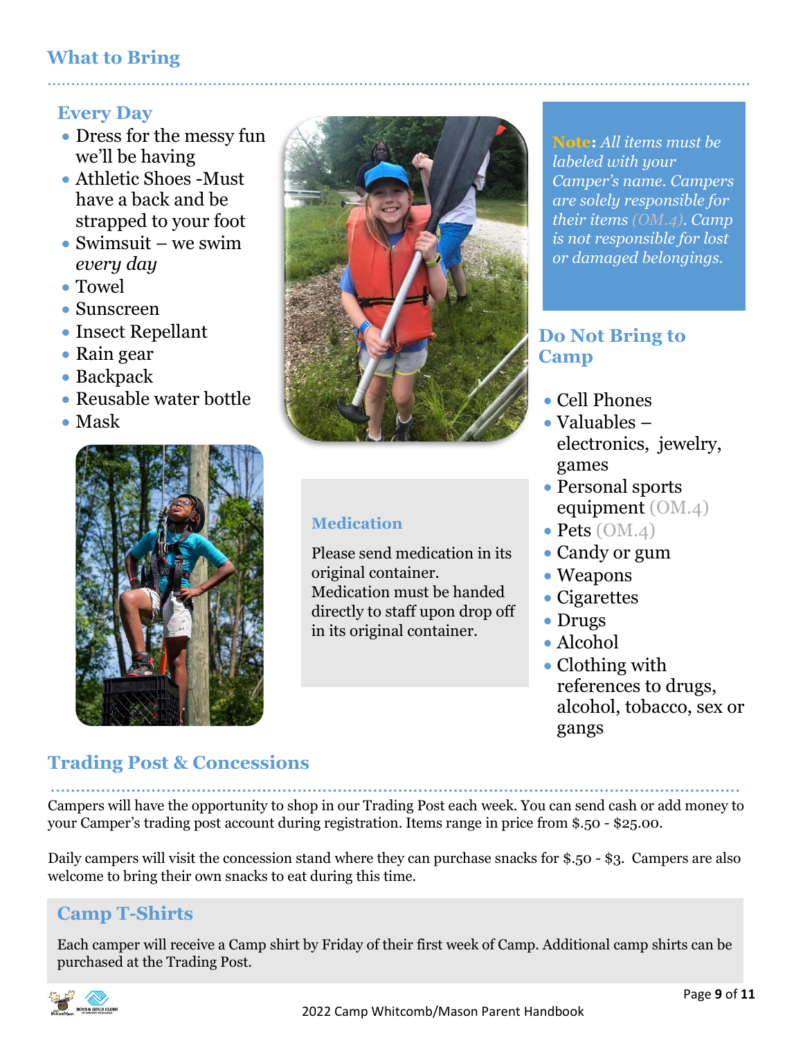## What to Bring

### Every Day

- Dress for the messy fun we'll be having
- Athletic Shoes -Must have a back and be strapped to your foot
- Swimsuit – we swim *every day*
- Towel
- Sunscreen
- Insect Repellant
- Rain gear
- Backpack
- Reusable water bottle
- Mask

### Medication

Please send medication in its original container. Medication must be handed directly to staff upon drop off in its original container.

**Note:** *All items must be labeled with your Camper's name. Campers are solely responsible for their items (OM.4). Camp is not responsible for lost or damaged belongings.*

### Do Not Bring to Camp

- Cell Phones
- Valuables – electronics, jewelry, games
- Personal sports equipment (OM.4)
- Pets (OM.4)
- Candy or gum
- Weapons
- Cigarettes
- Drugs
- Alcohol
- Clothing with references to drugs, alcohol, tobacco, sex or gangs

## Trading Post & Concessions

Campers will have the opportunity to shop in our Trading Post each week. You can send cash or add money to your Camper's trading post account during registration. Items range in price from $.50 - $25.00.

Daily campers will visit the concession stand where they can purchase snacks for $.50 - $3. Campers are also welcome to bring their own snacks to eat during this time.

## Camp T-Shirts

Each camper will receive a Camp shirt by Friday of their first week of Camp. Additional camp shirts can be purchased at the Trading Post.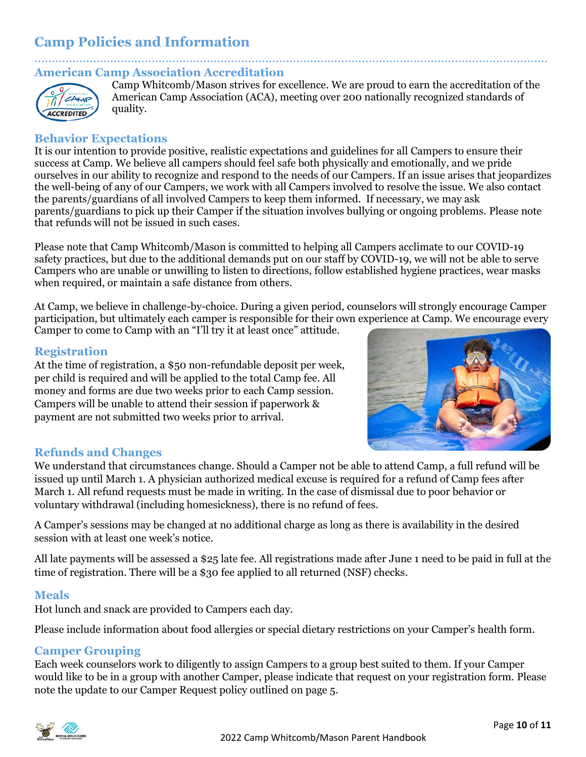# Camp Policies and Information

## American Camp Association Accreditation

Camp Whitcomb/Mason strives for excellence. We are proud to earn the accreditation of the American Camp Association (ACA), meeting over 200 nationally recognized standards of quality.

## Behavior Expectations

It is our intention to provide positive, realistic expectations and guidelines for all Campers to ensure their success at Camp. We believe all campers should feel safe both physically and emotionally, and we pride ourselves in our ability to recognize and respond to the needs of our Campers. If an issue arises that jeopardizes the well-being of any of our Campers, we work with all Campers involved to resolve the issue. We also contact the parents/guardians of all involved Campers to keep them informed. If necessary, we may ask parents/guardians to pick up their Camper if the situation involves bullying or ongoing problems. Please note that refunds will not be issued in such cases.

Please note that Camp Whitcomb/Mason is committed to helping all Campers acclimate to our COVID-19 safety practices, but due to the additional demands put on our staff by COVID-19, we will not be able to serve Campers who are unable or unwilling to listen to directions, follow established hygiene practices, wear masks when required, or maintain a safe distance from others.

At Camp, we believe in challenge-by-choice. During a given period, counselors will strongly encourage Camper participation, but ultimately each camper is responsible for their own experience at Camp. We encourage every Camper to come to Camp with an "I'll try it at least once" attitude.

## Registration

At the time of registration, a $50 non-refundable deposit per week, per child is required and will be applied to the total Camp fee. All money and forms are due two weeks prior to each Camp session. Campers will be unable to attend their session if paperwork & payment are not submitted two weeks prior to arrival.

## Refunds and Changes

We understand that circumstances change. Should a Camper not be able to attend Camp, a full refund will be issued up until March 1. A physician authorized medical excuse is required for a refund of Camp fees after March 1. All refund requests must be made in writing. In the case of dismissal due to poor behavior or voluntary withdrawal (including homesickness), there is no refund of fees.

A Camper's sessions may be changed at no additional charge as long as there is availability in the desired session with at least one week's notice.

All late payments will be assessed a $25 late fee. All registrations made after June 1 need to be paid in full at the time of registration. There will be a $30 fee applied to all returned (NSF) checks.

## Meals

Hot lunch and snack are provided to Campers each day.

Please include information about food allergies or special dietary restrictions on your Camper's health form.

## Camper Grouping

Each week counselors work to diligently to assign Campers to a group best suited to them. If your Camper would like to be in a group with another Camper, please indicate that request on your registration form. Please note the update to our Camper Request policy outlined on page 5.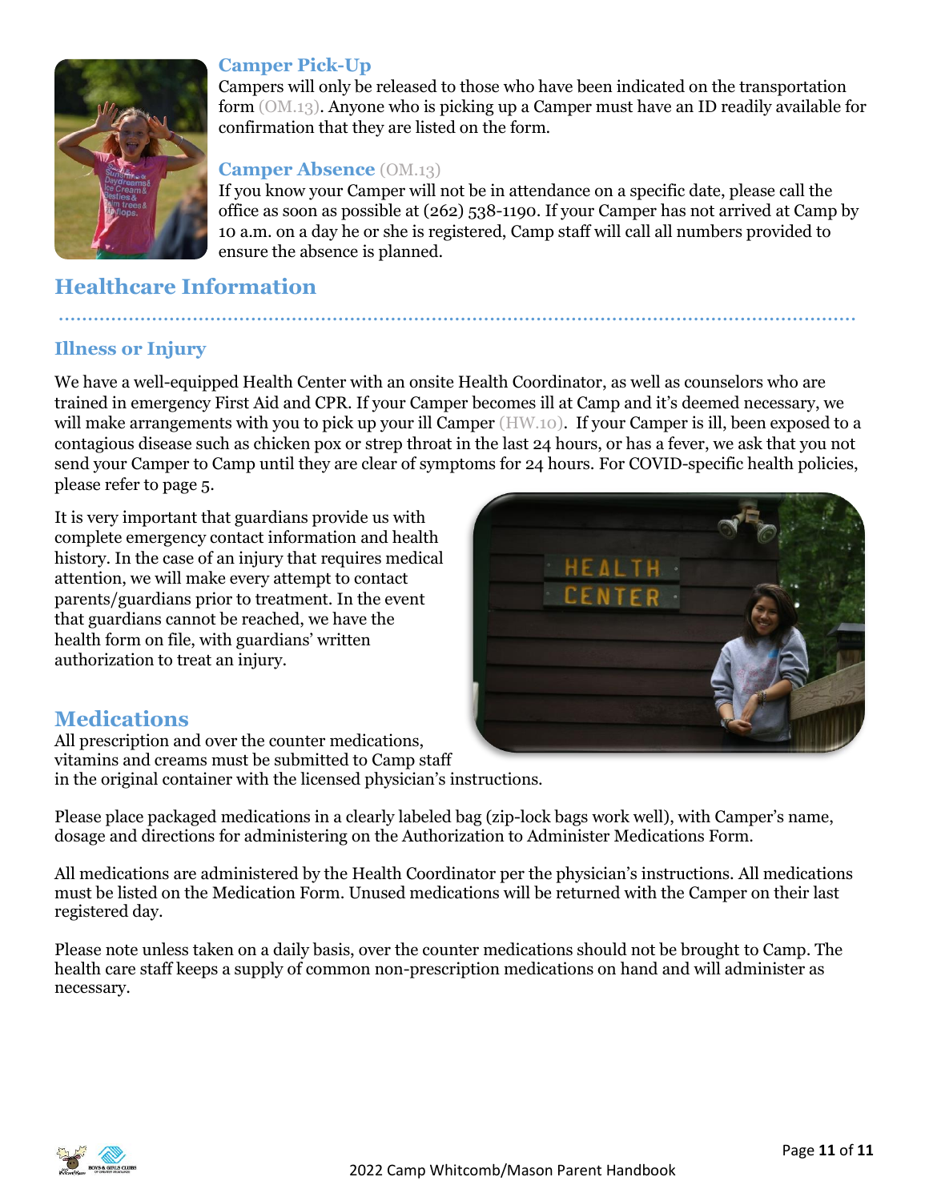### Camper Pick-Up

Campers will only be released to those who have been indicated on the transportation form (OM.13). Anyone who is picking up a Camper must have an ID readily available for confirmation that they are listed on the form.

### Camper Absence (OM.13)

If you know your Camper will not be in attendance on a specific date, please call the office as soon as possible at (262) 538-1190. If your Camper has not arrived at Camp by 10 a.m. on a day he or she is registered, Camp staff will call all numbers provided to ensure the absence is planned.

## Healthcare Information

### Illness or Injury

We have a well-equipped Health Center with an onsite Health Coordinator, as well as counselors who are trained in emergency First Aid and CPR. If your Camper becomes ill at Camp and it's deemed necessary, we will make arrangements with you to pick up your ill Camper (HW.10). If your Camper is ill, been exposed to a contagious disease such as chicken pox or strep throat in the last 24 hours, or has a fever, we ask that you not send your Camper to Camp until they are clear of symptoms for 24 hours. For COVID-specific health policies, please refer to page 5.

It is very important that guardians provide us with complete emergency contact information and health history. In the case of an injury that requires medical attention, we will make every attempt to contact parents/guardians prior to treatment. In the event that guardians cannot be reached, we have the health form on file, with guardians' written authorization to treat an injury.

## Medications

All prescription and over the counter medications, vitamins and creams must be submitted to Camp staff in the original container with the licensed physician's instructions.

Please place packaged medications in a clearly labeled bag (zip-lock bags work well), with Camper's name, dosage and directions for administering on the Authorization to Administer Medications Form.

All medications are administered by the Health Coordinator per the physician's instructions. All medications must be listed on the Medication Form. Unused medications will be returned with the Camper on their last registered day.

Please note unless taken on a daily basis, over the counter medications should not be brought to Camp. The health care staff keeps a supply of common non-prescription medications on hand and will administer as necessary.